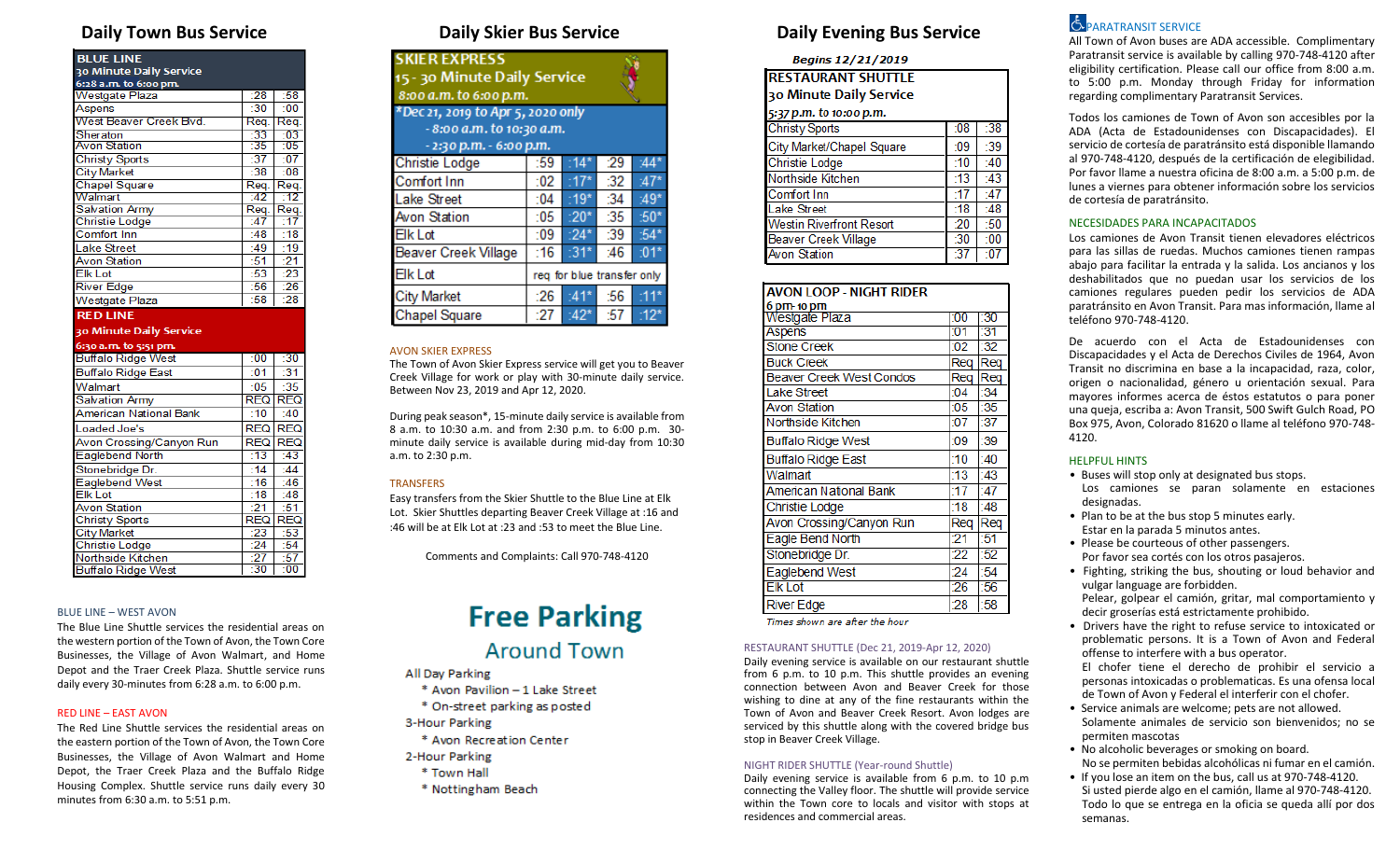## Daily Town Bus Service

| BLUE LINE 30 Minute Daily Service 6:28 a.m. to 6:00 p.m. | | |
|---|---|---|
| Westgate Plaza | :28 | :58 |
| Aspens | :30 | :00 |
| West Beaver Creek Blvd. | Req. | Req. |
| Sheraton | :33 | :03 |
| Avon Station | :35 | :05 |
| Christy Sports | :37 | :07 |
| City Market | :38 | :08 |
| Chapel Square | Req. | Req. |
| Walmart | :42 | :12 |
| Salvation Army | Req. | Req. |
| Christie Lodge | :47 | :17 |
| Comfort Inn | :48 | :18 |
| Lake Street | :49 | :19 |
| Avon Station | :51 | :21 |
| Elk Lot | :53 | :23 |
| River Edge | :56 | :26 |
| Westgate Plaza | :58 | :28 |

| RED LINE 30 Minute Daily Service 6:30 a.m. to 5:51 p.m. | | |
|---|---|---|
| Buffalo Ridge West | :00 | :30 |
| Buffalo Ridge East | :01 | :31 |
| Walmart | :05 | :35 |
| Salvation Army | REQ | REQ |
| American National Bank | :10 | :40 |
| Loaded Joe's | REQ | REQ |
| Avon Crossing/Canyon Run | REQ | REQ |
| Eaglebend North | :13 | :43 |
| Stonebridge Dr. | :14 | :44 |
| Eaglebend West | :16 | :46 |
| Elk Lot | :18 | :48 |
| Avon Station | :21 | :51 |
| Christy Sports | REQ | REQ |
| City Market | :23 | :53 |
| Christie Lodge | :24 | :54 |
| Northside Kitchen | :27 | :57 |
| Buffalo Ridge West | :30 | :00 |

BLUE LINE – WEST AVON

The Blue Line Shuttle services the residential areas on the western portion of the Town of Avon, the Town Core Businesses, the Village of Avon Walmart, and Home Depot and the Traer Creek Plaza. Shuttle service runs daily every 30-minutes from 6:28 a.m. to 6:00 p.m.

RED LINE – EAST AVON

The Red Line Shuttle services the residential areas on the eastern portion of the Town of Avon, the Town Core Businesses, the Village of Avon Walmart and Home Depot, the Traer Creek Plaza and the Buffalo Ridge Housing Complex. Shuttle service runs daily every 30 minutes from 6:30 a.m. to 5:51 p.m.

## Daily Skier Bus Service

| SKIER EXPRESS 15 - 30 Minute Daily Service 8:00 a.m. to 6:00 p.m. *Dec 21, 2019 to Apr 5, 2020 only - 8:00 a.m. to 10:30 a.m. - 2:30 p.m. - 6:00 p.m. | | | | |
|---|---|---|---|---|
| Christie Lodge | :59 | :14* | :29 | :44* |
| Comfort Inn | :02 | :17* | :32 | :47* |
| Lake Street | :04 | :19* | :34 | :49* |
| Avon Station | :05 | :20* | :35 | :50* |
| Elk Lot | :09 | :24* | :39 | :54* |
| Beaver Creek Village | :16 | :31* | :46 | :01* |
| Elk Lot | req for blue transfer only | | | |
| City Market | :26 | :41* | :56 | :11* |
| Chapel Square | :27 | :42* | :57 | :12* |

AVON SKIER EXPRESS

The Town of Avon Skier Express service will get you to Beaver Creek Village for work or play with 30-minute daily service. Between Nov 23, 2019 and Apr 12, 2020.

During peak season*, 15-minute daily service is available from 8 a.m. to 10:30 a.m. and from 2:30 p.m. to 6:00 p.m. 30-minute daily service is available during mid-day from 10:30 a.m. to 2:30 p.m.

TRANSFERS

Easy transfers from the Skier Shuttle to the Blue Line at Elk Lot. Skier Shuttles departing Beaver Creek Village at :16 and :46 will be at Elk Lot at :23 and :53 to meet the Blue Line.

Comments and Complaints: Call 970-748-4120

# Free Parking
## Around Town

All Day Parking
- Avon Pavilion – 1 Lake Street
- On-street parking as posted

3-Hour Parking
- Avon Recreation Center

2-Hour Parking
- Town Hall
- Nottingham Beach

## Daily Evening Bus Service

*Begins 12/21/2019*

| RESTAURANT SHUTTLE 30 Minute Daily Service 5:37 p.m. to 10:00 p.m. | | |
|---|---|---|
| Christy Sports | :08 | :38 |
| City Market/Chapel Square | :09 | :39 |
| Christie Lodge | :10 | :40 |
| Northside Kitchen | :13 | :43 |
| Comfort Inn | :17 | :47 |
| Lake Street | :18 | :48 |
| Westin Riverfront Resort | :20 | :50 |
| Beaver Creek Village | :30 | :00 |
| Avon Station | :37 | :07 |

| AVON LOOP - NIGHT RIDER 6 pm- 10 pm | | |
|---|---|---|
| Westgate Plaza | :00 | :30 |
| Aspens | :01 | :31 |
| Stone Creek | :02 | :32 |
| Buck Creek | Req | Req |
| Beaver Creek West Condos | Req | Req |
| Lake Street | :04 | :34 |
| Avon Station | :05 | :35 |
| Northside Kitchen | :07 | :37 |
| Buffalo Ridge West | :09 | :39 |
| Buffalo Ridge East | :10 | :40 |
| Walmart | :13 | :43 |
| American National Bank | :17 | :47 |
| Christie Lodge | :18 | :48 |
| Avon Crossing/Canyon Run | Req | Req |
| Eagle Bend North | :21 | :51 |
| Stonebridge Dr. | :22 | :52 |
| Eaglebend West | :24 | :54 |
| Elk Lot | :26 | :56 |
| River Edge | :28 | :58 |

*Times shown are after the hour*

RESTAURANT SHUTTLE (Dec 21, 2019-Apr 12, 2020)

Daily evening service is available on our restaurant shuttle from 6 p.m. to 10 p.m. This shuttle provides an evening connection between Avon and Beaver Creek for those wishing to dine at any of the fine restaurants within the Town of Avon and Beaver Creek Resort. Avon lodges are serviced by this shuttle along with the covered bridge bus stop in Beaver Creek Village.

NIGHT RIDER SHUTTLE (Year-round Shuttle)

Daily evening service is available from 6 p.m. to 10 p.m connecting the Valley floor. The shuttle will provide service within the Town core to locals and visitor with stops at residences and commercial areas.

PARATRANSIT SERVICE

All Town of Avon buses are ADA accessible. Complimentary Paratransit service is available by calling 970-748-4120 after eligibility certification. Please call our office from 8:00 a.m. to 5:00 p.m. Monday through Friday for information regarding complimentary Paratransit Services.

Todos los camiones de Town of Avon son accesibles por la ADA (Acta de Estadounidenses con Discapacidades). El servicio de cortesía de paratránsito está disponible llamando al 970-748-4120, después de la certificación de elegibilidad. Por favor llame a nuestra oficina de 8:00 a.m. a 5:00 p.m. de lunes a viernes para obtener información sobre los servicios de cortesía de paratránsito.

NECESIDADES PARA INCAPACITADOS

Los camiones de Avon Transit tienen elevadores eléctricos para las sillas de ruedas. Muchos camiones tienen rampas abajo para facilitar la entrada y la salida. Los ancianos y los deshabilitados que no puedan usar los servicios de los camiones regulares pueden pedir los servicios de ADA paratránsito en Avon Transit. Para mas información, llame al teléfono 970-748-4120.

De acuerdo con el Acta de Estadounidenses con Discapacidades y el Acta de Derechos Civiles de 1964, Avon Transit no discrimina en base a la incapacidad, raza, color, origen o nacionalidad, género u orientación sexual. Para mayores informes acerca de éstos estatutos o para poner una queja, escriba a: Avon Transit, 500 Swift Gulch Road, PO Box 975, Avon, Colorado 81620 o llame al teléfono 970-748-4120.

HELPFUL HINTS

- Buses will stop only at designated bus stops.
  Los camiones se paran solamente en estaciones designadas.
- Plan to be at the bus stop 5 minutes early.
  Estar en la parada 5 minutos antes.
- Please be courteous of other passengers.
  Por favor sea cortés con los otros pasajeros.
- Fighting, striking the bus, shouting or loud behavior and vulgar language are forbidden.
  Pelear, golpear el camión, gritar, mal comportamiento y decir groserías está estrictamente prohibido.
- Drivers have the right to refuse service to intoxicated or problematic persons. It is a Town of Avon and Federal offense to interfere with a bus operator.
  El chofer tiene el derecho de prohibir el servicio a personas intoxicadas o problematicas. Es una ofensa local de Town of Avon y Federal el interferir con el chofer.
- Service animals are welcome; pets are not allowed.
  Solamente animales de servicio son bienvenidos; no se permiten mascotas
- No alcoholic beverages or smoking on board.
  No se permiten bebidas alcohólicas ni fumar en el camión.
- If you lose an item on the bus, call us at 970-748-4120.
  Si usted pierde algo en el camión, llame al 970-748-4120.
  Todo lo que se entrega en la oficia se queda allí por dos semanas.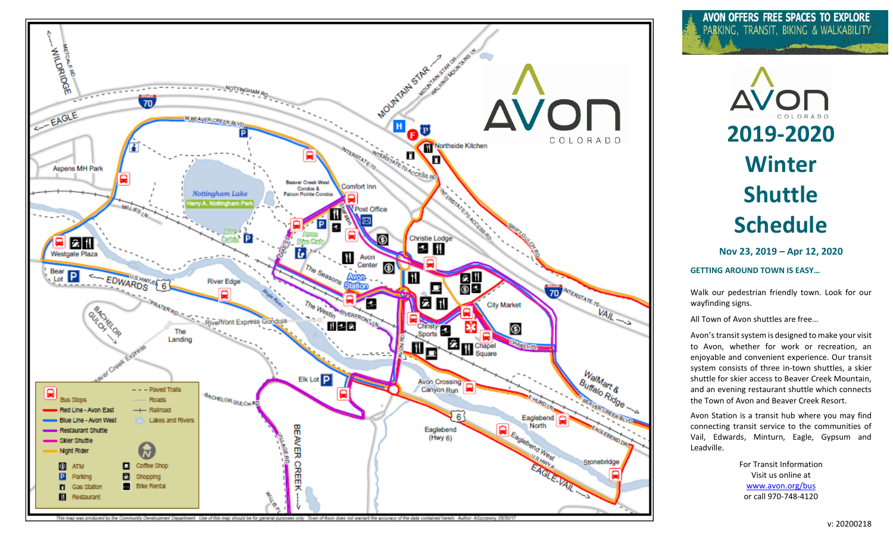AVON OFFERS FREE SPACES TO EXPLORE
PARKING, TRANSIT, BIKING & WALKABILITY

AVON
COLORADO

# 2019-2020 Winter Shuttle Schedule

**Nov 23, 2019 – Apr 12, 2020**

**GETTING AROUND TOWN IS EASY…**

Walk our pedestrian friendly town. Look for our wayfinding signs.

All Town of Avon shuttles are free…

Avon's transit system is designed to make your visit to Avon, whether for work or recreation, an enjoyable and convenient experience. Our transit system consists of three in-town shuttles, a skier shuttle for skier access to Beaver Creek Mountain, and an evening restaurant shuttle which connects the Town of Avon and Beaver Creek Resort.

Avon Station is a transit hub where you may find connecting transit service to the communities of Vail, Edwards, Minturn, Eagle, Gypsum and Leadville.

For Transit Information
Visit us online at
www.avon.org/bus
or call 970-748-4120

v: 20200218

Bus Stops
Red Line - Avon East
Blue Line - Avon West
Restaurant Shuttle
Skier Shuttle
Night Rider
Paved Trails
Roads
Railroad
Lakes and Rivers
ATM
Parking
Gas Station
Restaurant
Coffee Shop
Shopping
Bike Rental

Wildridge, Metcalf Rd, Eagle, Nottingham Rd, W. Beaver Creek Blvd, Interstate 70, Mountain Star, Mountain Star Dr, Walking Mountains Ln, Northside Kitchen, Aspens MH Park, Nottingham Lake, Harry A. Nottingham Park, Millies Ln, Rec Center, Avon Elementary, Beaver Creek West Condos & Falcon Pointe Condos, Comfort Inn, Post Office, Interstate 70 Access Rd, Christie Lodge, Swift Gulch Rd, Westgate Plaza, Bear Lot, Edwards, U.S. Hwy 6, Avon Center, The Seasons, Avon Station, The Westin, Riverfront Ln, Eagle River, City Market, Interstate 70, Vail, River Edge, Prater Rd, Riverfront Express Gondola, Christy Sports, Chapel Square, Chapel Pl, Bachelor Gulch, The Landing, Beaver Creek Express, Elk Lot, Avon Rd, Avon Crossing, Canyon Run, E. Hurd Ln, WalMart & Buffalo Ridge, E. Beaver Creek Blvd, Eaglebend Dr, Bachelor Gulch Rd, Village Rd, Beaver Creek, Willis Pl, Eaglebend (Hwy 6), Eaglebend North, Eaglebend West, U.S. Hwy 6, Stonebridge, Eagle-Vail

This map was produced by the Community Development Department. Use of this map should be for general purposes only. Town of Avon does not warrant the accuracy of the data contained herein. Author: ASzczesny, 05/30/17